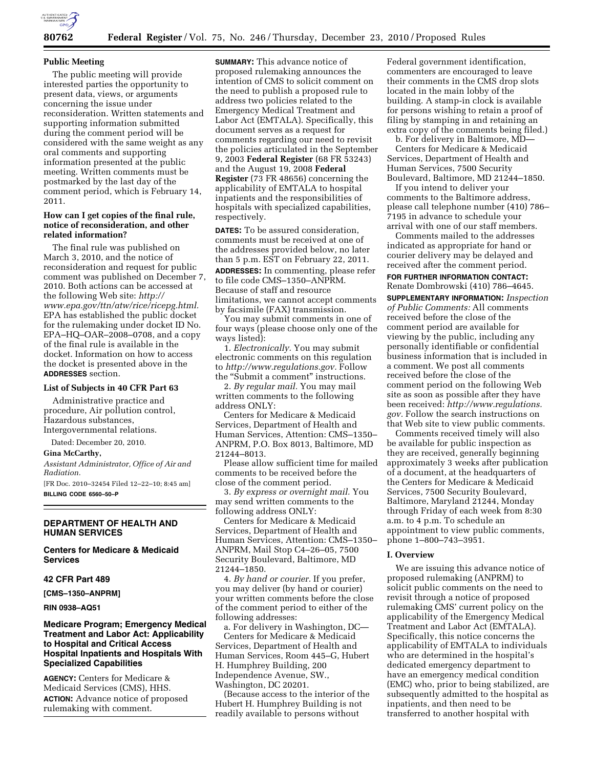## Public Meeting

The public meeting will provide interested parties the opportunity to present data, views, or arguments concerning the issue under reconsideration. Written statements and supporting information submitted during the comment period will be considered with the same weight as any oral comments and supporting information presented at the public meeting. Written comments must be postmarked by the last day of the comment period, which is February 14, 2011.

### How can I get copies of the final rule, notice of reconsideration, and other related information?

The final rule was published on March 3, 2010, and the notice of reconsideration and request for public comment was published on December 7, 2010. Both actions can be accessed at the following Web site: *http://www.epa.gov/ttn/atw/rice/ricepg.html.* EPA has established the public docket for the rulemaking under docket ID No. EPA–HQ–OAR–2008–0708, and a copy of the final rule is available in the docket. Information on how to access the docket is presented above in the **ADDRESSES** section.

### List of Subjects in 40 CFR Part 63

Administrative practice and procedure, Air pollution control, Hazardous substances, Intergovernmental relations.

Dated: December 20, 2010.

**Gina McCarthy,**

*Assistant Administrator, Office of Air and Radiation.*

[FR Doc. 2010–32454 Filed 12–22–10; 8:45 am]

**BILLING CODE 6560–50–P**

---

## DEPARTMENT OF HEALTH AND HUMAN SERVICES

### Centers for Medicare & Medicaid Services

### 42 CFR Part 489

**[CMS–1350–ANPRM]**

**RIN 0938–AQ51**

## Medicare Program; Emergency Medical Treatment and Labor Act: Applicability to Hospital and Critical Access Hospital Inpatients and Hospitals With Specialized Capabilities

**AGENCY:** Centers for Medicare & Medicaid Services (CMS), HHS.

**ACTION:** Advance notice of proposed rulemaking with comment.

**SUMMARY:** This advance notice of proposed rulemaking announces the intention of CMS to solicit comment on the need to publish a proposed rule to address two policies related to the Emergency Medical Treatment and Labor Act (EMTALA). Specifically, this document serves as a request for comments regarding our need to revisit the policies articulated in the September 9, 2003 **Federal Register** (68 FR 53243) and the August 19, 2008 **Federal Register** (73 FR 48656) concerning the applicability of EMTALA to hospital inpatients and the responsibilities of hospitals with specialized capabilities, respectively.

**DATES:** To be assured consideration, comments must be received at one of the addresses provided below, no later than 5 p.m. EST on February 22, 2011.

**ADDRESSES:** In commenting, please refer to file code CMS–1350–ANPRM. Because of staff and resource limitations, we cannot accept comments by facsimile (FAX) transmission.

You may submit comments in one of four ways (please choose only one of the ways listed):

1. *Electronically.* You may submit electronic comments on this regulation to *http://www.regulations.gov.* Follow the "Submit a comment" instructions.

2. *By regular mail.* You may mail written comments to the following address ONLY:

Centers for Medicare & Medicaid Services, Department of Health and Human Services, Attention: CMS–1350–ANPRM, P.O. Box 8013, Baltimore, MD 21244–8013.

Please allow sufficient time for mailed comments to be received before the close of the comment period.

3. *By express or overnight mail.* You may send written comments to the following address ONLY:

Centers for Medicare & Medicaid Services, Department of Health and Human Services, Attention: CMS–1350–ANPRM, Mail Stop C4–26–05, 7500 Security Boulevard, Baltimore, MD 21244–1850.

4. *By hand or courier.* If you prefer, you may deliver (by hand or courier) your written comments before the close of the comment period to either of the following addresses:

a. For delivery in Washington, DC—

Centers for Medicare & Medicaid Services, Department of Health and Human Services, Room 445–G, Hubert H. Humphrey Building, 200 Independence Avenue, SW., Washington, DC 20201.

(Because access to the interior of the Hubert H. Humphrey Building is not readily available to persons without Federal government identification, commenters are encouraged to leave their comments in the CMS drop slots located in the main lobby of the building. A stamp-in clock is available for persons wishing to retain a proof of filing by stamping in and retaining an extra copy of the comments being filed.)

b. For delivery in Baltimore, MD—

Centers for Medicare & Medicaid Services, Department of Health and Human Services, 7500 Security Boulevard, Baltimore, MD 21244–1850.

If you intend to deliver your comments to the Baltimore address, please call telephone number (410) 786–7195 in advance to schedule your arrival with one of our staff members.

Comments mailed to the addresses indicated as appropriate for hand or courier delivery may be delayed and received after the comment period.

**FOR FURTHER INFORMATION CONTACT:** Renate Dombrowski (410) 786–4645.

**SUPPLEMENTARY INFORMATION:** *Inspection of Public Comments:* All comments received before the close of the comment period are available for viewing by the public, including any personally identifiable or confidential business information that is included in a comment. We post all comments received before the close of the comment period on the following Web site as soon as possible after they have been received: *http://www.regulations.gov.* Follow the search instructions on that Web site to view public comments.

Comments received timely will also be available for public inspection as they are received, generally beginning approximately 3 weeks after publication of a document, at the headquarters of the Centers for Medicare & Medicaid Services, 7500 Security Boulevard, Baltimore, Maryland 21244, Monday through Friday of each week from 8:30 a.m. to 4 p.m. To schedule an appointment to view public comments, phone 1–800–743–3951.

## I. Overview

We are issuing this advance notice of proposed rulemaking (ANPRM) to solicit public comments on the need to revisit through a notice of proposed rulemaking CMS' current policy on the applicability of the Emergency Medical Treatment and Labor Act (EMTALA). Specifically, this notice concerns the applicability of EMTALA to individuals who are determined in the hospital's dedicated emergency department to have an emergency medical condition (EMC) who, prior to being stabilized, are subsequently admitted to the hospital as inpatients, and then need to be transferred to another hospital with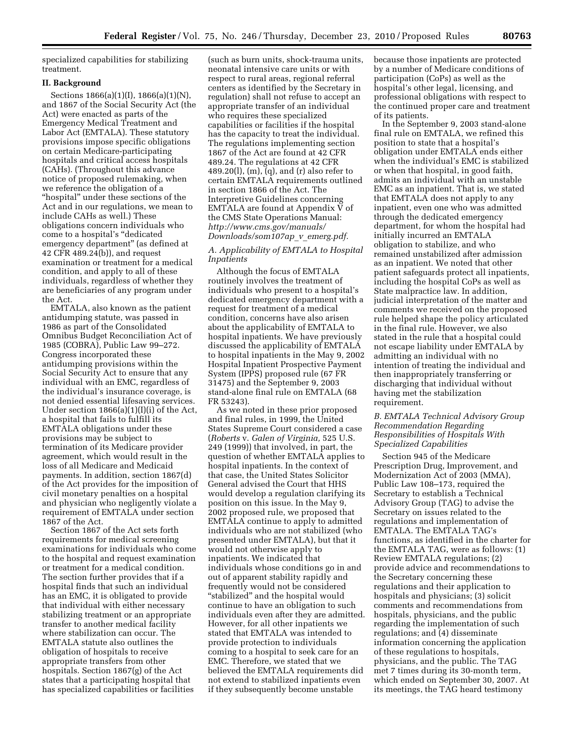specialized capabilities for stabilizing treatment.

## II. Background

Sections 1866(a)(1)(I), 1866(a)(1)(N), and 1867 of the Social Security Act (the Act) were enacted as parts of the Emergency Medical Treatment and Labor Act (EMTALA). These statutory provisions impose specific obligations on certain Medicare-participating hospitals and critical access hospitals (CAHs). (Throughout this advance notice of proposed rulemaking, when we reference the obligation of a "hospital" under these sections of the Act and in our regulations, we mean to include CAHs as well.) These obligations concern individuals who come to a hospital's "dedicated emergency department" (as defined at 42 CFR 489.24(b)), and request examination or treatment for a medical condition, and apply to all of these individuals, regardless of whether they are beneficiaries of any program under the Act.

EMTALA, also known as the patient antidumping statute, was passed in 1986 as part of the Consolidated Omnibus Budget Reconciliation Act of 1985 (COBRA), Public Law 99–272. Congress incorporated these antidumping provisions within the Social Security Act to ensure that any individual with an EMC, regardless of the individual's insurance coverage, is not denied essential lifesaving services. Under section 1866(a)(1)(I)(i) of the Act, a hospital that fails to fulfill its EMTALA obligations under these provisions may be subject to termination of its Medicare provider agreement, which would result in the loss of all Medicare and Medicaid payments. In addition, section 1867(d) of the Act provides for the imposition of civil monetary penalties on a hospital and physician who negligently violate a requirement of EMTALA under section 1867 of the Act.

Section 1867 of the Act sets forth requirements for medical screening examinations for individuals who come to the hospital and request examination or treatment for a medical condition. The section further provides that if a hospital finds that such an individual has an EMC, it is obligated to provide that individual with either necessary stabilizing treatment or an appropriate transfer to another medical facility where stabilization can occur. The EMTALA statute also outlines the obligation of hospitals to receive appropriate transfers from other hospitals. Section 1867(g) of the Act states that a participating hospital that has specialized capabilities or facilities (such as burn units, shock-trauma units, neonatal intensive care units or with respect to rural areas, regional referral centers as identified by the Secretary in regulation) shall not refuse to accept an appropriate transfer of an individual who requires these specialized capabilities or facilities if the hospital has the capacity to treat the individual. The regulations implementing section 1867 of the Act are found at 42 CFR 489.24. The regulations at 42 CFR 489.20(l), (m), (q), and (r) also refer to certain EMTALA requirements outlined in section 1866 of the Act. The Interpretive Guidelines concerning EMTALA are found at Appendix V of the CMS State Operations Manual: *http://www.cms.gov/manuals/Downloads/som107ap_v_emerg.pdf*.

### *A. Applicability of EMTALA to Hospital Inpatients*

Although the focus of EMTALA routinely involves the treatment of individuals who present to a hospital's dedicated emergency department with a request for treatment of a medical condition, concerns have also arisen about the applicability of EMTALA to hospital inpatients. We have previously discussed the applicability of EMTALA to hospital inpatients in the May 9, 2002 Hospital Inpatient Prospective Payment System (IPPS) proposed rule (67 FR 31475) and the September 9, 2003 stand-alone final rule on EMTALA (68 FR 53243).

As we noted in these prior proposed and final rules, in 1999, the United States Supreme Court considered a case (*Roberts* v. *Galen of Virginia,* 525 U.S. 249 (1999)) that involved, in part, the question of whether EMTALA applies to hospital inpatients. In the context of that case, the United States Solicitor General advised the Court that HHS would develop a regulation clarifying its position on this issue. In the May 9, 2002 proposed rule, we proposed that EMTALA continue to apply to admitted individuals who are not stabilized (who presented under EMTALA), but that it would not otherwise apply to inpatients. We indicated that individuals whose conditions go in and out of apparent stability rapidly and frequently would not be considered "stabilized" and the hospital would continue to have an obligation to such individuals even after they are admitted. However, for all other inpatients we stated that EMTALA was intended to provide protection to individuals coming to a hospital to seek care for an EMC. Therefore, we stated that we believed the EMTALA requirements did not extend to stabilized inpatients even if they subsequently become unstable because those inpatients are protected by a number of Medicare conditions of participation (CoPs) as well as the hospital's other legal, licensing, and professional obligations with respect to the continued proper care and treatment of its patients.

In the September 9, 2003 stand-alone final rule on EMTALA, we refined this position to state that a hospital's obligation under EMTALA ends either when the individual's EMC is stabilized or when that hospital, in good faith, admits an individual with an unstable EMC as an inpatient. That is, we stated that EMTALA does not apply to any inpatient, even one who was admitted through the dedicated emergency department, for whom the hospital had initially incurred an EMTALA obligation to stabilize, and who remained unstabilized after admission as an inpatient. We noted that other patient safeguards protect all inpatients, including the hospital CoPs as well as State malpractice law. In addition, judicial interpretation of the matter and comments we received on the proposed rule helped shape the policy articulated in the final rule. However, we also stated in the rule that a hospital could not escape liability under EMTALA by admitting an individual with no intention of treating the individual and then inappropriately transferring or discharging that individual without having met the stabilization requirement.

### *B. EMTALA Technical Advisory Group Recommendation Regarding Responsibilities of Hospitals With Specialized Capabilities*

Section 945 of the Medicare Prescription Drug, Improvement, and Modernization Act of 2003 (MMA), Public Law 108–173, required the Secretary to establish a Technical Advisory Group (TAG) to advise the Secretary on issues related to the regulations and implementation of EMTALA. The EMTALA TAG's functions, as identified in the charter for the EMTALA TAG, were as follows: (1) Review EMTALA regulations; (2) provide advice and recommendations to the Secretary concerning these regulations and their application to hospitals and physicians; (3) solicit comments and recommendations from hospitals, physicians, and the public regarding the implementation of such regulations; and (4) disseminate information concerning the application of these regulations to hospitals, physicians, and the public. The TAG met 7 times during its 30-month term, which ended on September 30, 2007. At its meetings, the TAG heard testimony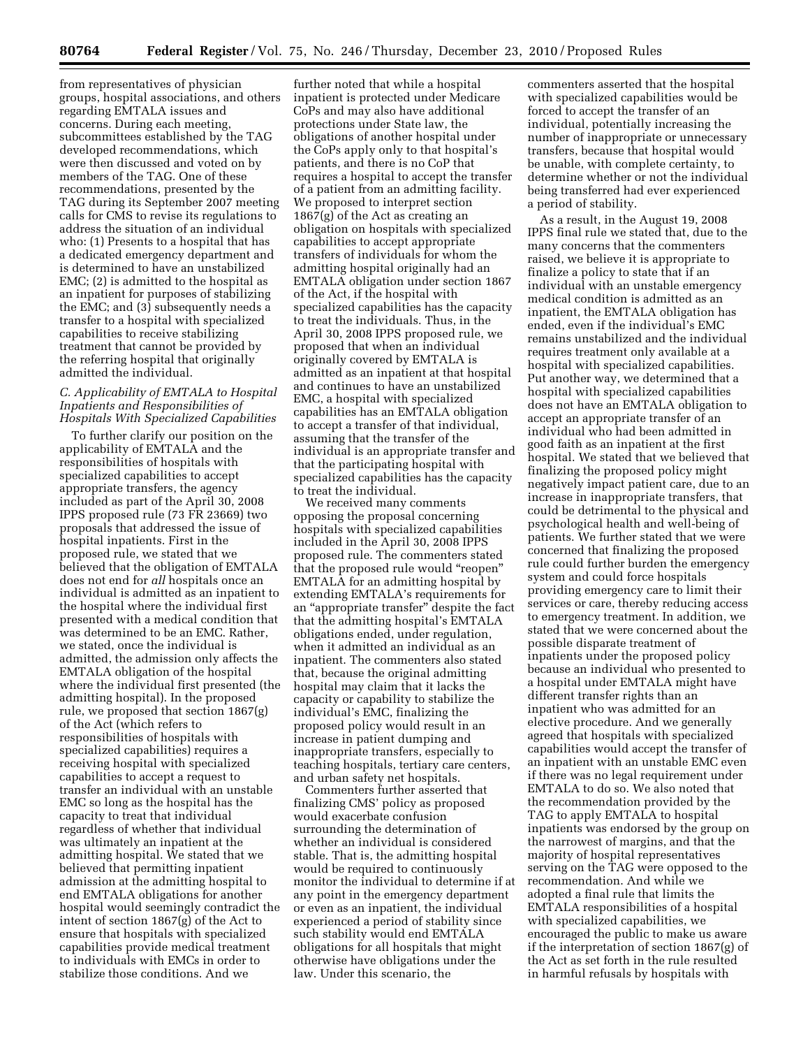from representatives of physician groups, hospital associations, and others regarding EMTALA issues and concerns. During each meeting, subcommittees established by the TAG developed recommendations, which were then discussed and voted on by members of the TAG. One of these recommendations, presented by the TAG during its September 2007 meeting calls for CMS to revise its regulations to address the situation of an individual who: (1) Presents to a hospital that has a dedicated emergency department and is determined to have an unstabilized EMC; (2) is admitted to the hospital as an inpatient for purposes of stabilizing the EMC; and (3) subsequently needs a transfer to a hospital with specialized capabilities to receive stabilizing treatment that cannot be provided by the referring hospital that originally admitted the individual.

### *C. Applicability of EMTALA to Hospital Inpatients and Responsibilities of Hospitals With Specialized Capabilities*

To further clarify our position on the applicability of EMTALA and the responsibilities of hospitals with specialized capabilities to accept appropriate transfers, the agency included as part of the April 30, 2008 IPPS proposed rule (73 FR 23669) two proposals that addressed the issue of hospital inpatients. First in the proposed rule, we stated that we believed that the obligation of EMTALA does not end for *all* hospitals once an individual is admitted as an inpatient to the hospital where the individual first presented with a medical condition that was determined to be an EMC. Rather, we stated, once the individual is admitted, the admission only affects the EMTALA obligation of the hospital where the individual first presented (the admitting hospital). In the proposed rule, we proposed that section 1867(g) of the Act (which refers to responsibilities of hospitals with specialized capabilities) requires a receiving hospital with specialized capabilities to accept a request to transfer an individual with an unstable EMC so long as the hospital has the capacity to treat that individual regardless of whether that individual was ultimately an inpatient at the admitting hospital. We stated that we believed that permitting inpatient admission at the admitting hospital to end EMTALA obligations for another hospital would seemingly contradict the intent of section 1867(g) of the Act to ensure that hospitals with specialized capabilities provide medical treatment to individuals with EMCs in order to stabilize those conditions. And we further noted that while a hospital inpatient is protected under Medicare CoPs and may also have additional protections under State law, the obligations of another hospital under the CoPs apply only to that hospital's patients, and there is no CoP that requires a hospital to accept the transfer of a patient from an admitting facility. We proposed to interpret section 1867(g) of the Act as creating an obligation on hospitals with specialized capabilities to accept appropriate transfers of individuals for whom the admitting hospital originally had an EMTALA obligation under section 1867 of the Act, if the hospital with specialized capabilities has the capacity to treat the individuals. Thus, in the April 30, 2008 IPPS proposed rule, we proposed that when an individual originally covered by EMTALA is admitted as an inpatient at that hospital and continues to have an unstabilized EMC, a hospital with specialized capabilities has an EMTALA obligation to accept a transfer of that individual, assuming that the transfer of the individual is an appropriate transfer and that the participating hospital with specialized capabilities has the capacity to treat the individual.

We received many comments opposing the proposal concerning hospitals with specialized capabilities included in the April 30, 2008 IPPS proposed rule. The commenters stated that the proposed rule would "reopen" EMTALA for an admitting hospital by extending EMTALA's requirements for an "appropriate transfer" despite the fact that the admitting hospital's EMTALA obligations ended, under regulation, when it admitted an individual as an inpatient. The commenters also stated that, because the original admitting hospital may claim that it lacks the capacity or capability to stabilize the individual's EMC, finalizing the proposed policy would result in an increase in patient dumping and inappropriate transfers, especially to teaching hospitals, tertiary care centers, and urban safety net hospitals.

Commenters further asserted that finalizing CMS' policy as proposed would exacerbate confusion surrounding the determination of whether an individual is considered stable. That is, the admitting hospital would be required to continuously monitor the individual to determine if at any point in the emergency department or even as an inpatient, the individual experienced a period of stability since such stability would end EMTALA obligations for all hospitals that might otherwise have obligations under the law. Under this scenario, the commenters asserted that the hospital with specialized capabilities would be forced to accept the transfer of an individual, potentially increasing the number of inappropriate or unnecessary transfers, because that hospital would be unable, with complete certainty, to determine whether or not the individual being transferred had ever experienced a period of stability.

As a result, in the August 19, 2008 IPPS final rule we stated that, due to the many concerns that the commenters raised, we believe it is appropriate to finalize a policy to state that if an individual with an unstable emergency medical condition is admitted as an inpatient, the EMTALA obligation has ended, even if the individual's EMC remains unstabilized and the individual requires treatment only available at a hospital with specialized capabilities. Put another way, we determined that a hospital with specialized capabilities does not have an EMTALA obligation to accept an appropriate transfer of an individual who had been admitted in good faith as an inpatient at the first hospital. We stated that we believed that finalizing the proposed policy might negatively impact patient care, due to an increase in inappropriate transfers, that could be detrimental to the physical and psychological health and well-being of patients. We further stated that we were concerned that finalizing the proposed rule could further burden the emergency system and could force hospitals providing emergency care to limit their services or care, thereby reducing access to emergency treatment. In addition, we stated that we were concerned about the possible disparate treatment of inpatients under the proposed policy because an individual who presented to a hospital under EMTALA might have different transfer rights than an inpatient who was admitted for an elective procedure. And we generally agreed that hospitals with specialized capabilities would accept the transfer of an inpatient with an unstable EMC even if there was no legal requirement under EMTALA to do so. We also noted that the recommendation provided by the TAG to apply EMTALA to hospital inpatients was endorsed by the group on the narrowest of margins, and that the majority of hospital representatives serving on the TAG were opposed to the recommendation. And while we adopted a final rule that limits the EMTALA responsibilities of a hospital with specialized capabilities, we encouraged the public to make us aware if the interpretation of section 1867(g) of the Act as set forth in the rule resulted in harmful refusals by hospitals with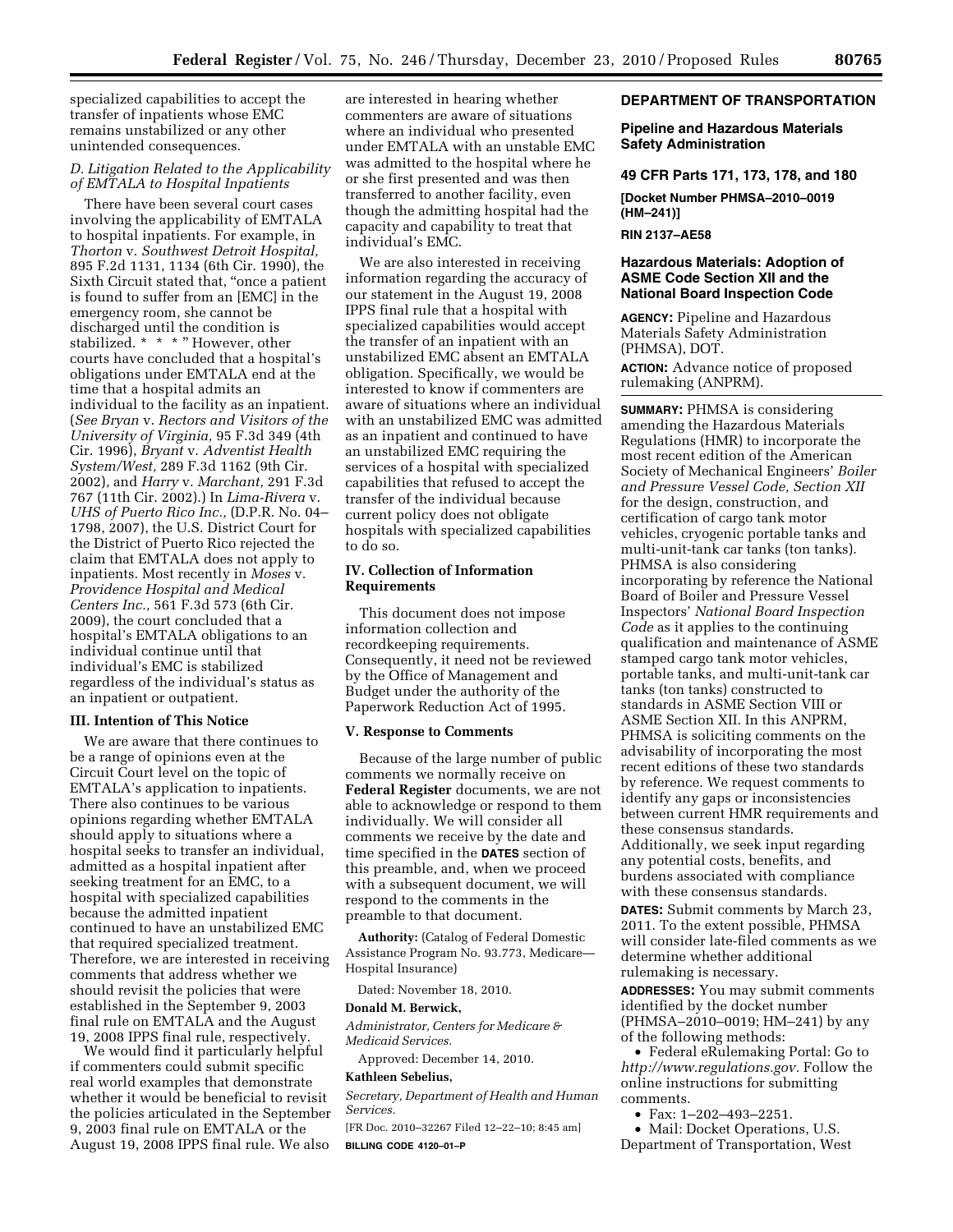specialized capabilities to accept the transfer of inpatients whose EMC remains unstabilized or any other unintended consequences.

### D. Litigation Related to the Applicability of EMTALA to Hospital Inpatients

There have been several court cases involving the applicability of EMTALA to hospital inpatients. For example, in *Thorton* v. *Southwest Detroit Hospital,* 895 F.2d 1131, 1134 (6th Cir. 1990), the Sixth Circuit stated that, "once a patient is found to suffer from an [EMC] in the emergency room, she cannot be discharged until the condition is stabilized. * * * " However, other courts have concluded that a hospital's obligations under EMTALA end at the time that a hospital admits an individual to the facility as an inpatient. (*See Bryan* v. *Rectors and Visitors of the University of Virginia,* 95 F.3d 349 (4th Cir. 1996), *Bryant* v. *Adventist Health System/West,* 289 F.3d 1162 (9th Cir. 2002), and *Harry* v. *Marchant,* 291 F.3d 767 (11th Cir. 2002).) In *Lima-Rivera* v. *UHS of Puerto Rico Inc.,* (D.P.R. No. 04–1798, 2007), the U.S. District Court for the District of Puerto Rico rejected the claim that EMTALA does not apply to inpatients. Most recently in *Moses* v. *Providence Hospital and Medical Centers Inc.,* 561 F.3d 573 (6th Cir. 2009), the court concluded that a hospital's EMTALA obligations to an individual continue until that individual's EMC is stabilized regardless of the individual's status as an inpatient or outpatient.

## III. Intention of This Notice

We are aware that there continues to be a range of opinions even at the Circuit Court level on the topic of EMTALA's application to inpatients. There also continues to be various opinions regarding whether EMTALA should apply to situations where a hospital seeks to transfer an individual, admitted as a hospital inpatient after seeking treatment for an EMC, to a hospital with specialized capabilities because the admitted inpatient continued to have an unstabilized EMC that required specialized treatment. Therefore, we are interested in receiving comments that address whether we should revisit the policies that were established in the September 9, 2003 final rule on EMTALA and the August 19, 2008 IPPS final rule, respectively.

We would find it particularly helpful if commenters could submit specific real world examples that demonstrate whether it would be beneficial to revisit the policies articulated in the September 9, 2003 final rule on EMTALA or the August 19, 2008 IPPS final rule. We also are interested in hearing whether commenters are aware of situations where an individual who presented under EMTALA with an unstable EMC was admitted to the hospital where he or she first presented and was then transferred to another facility, even though the admitting hospital had the capacity and capability to treat that individual's EMC.

We are also interested in receiving information regarding the accuracy of our statement in the August 19, 2008 IPPS final rule that a hospital with specialized capabilities would accept the transfer of an inpatient with an unstabilized EMC absent an EMTALA obligation. Specifically, we would be interested to know if commenters are aware of situations where an individual with an unstabilized EMC was admitted as an inpatient and continued to have an unstabilized EMC requiring the services of a hospital with specialized capabilities that refused to accept the transfer of the individual because current policy does not obligate hospitals with specialized capabilities to do so.

## IV. Collection of Information Requirements

This document does not impose information collection and recordkeeping requirements. Consequently, it need not be reviewed by the Office of Management and Budget under the authority of the Paperwork Reduction Act of 1995.

## V. Response to Comments

Because of the large number of public comments we normally receive on **Federal Register** documents, we are not able to acknowledge or respond to them individually. We will consider all comments we receive by the date and time specified in the **DATES** section of this preamble, and, when we proceed with a subsequent document, we will respond to the comments in the preamble to that document.

**Authority:** (Catalog of Federal Domestic Assistance Program No. 93.773, Medicare—Hospital Insurance)

Dated: November 18, 2010.

**Donald M. Berwick,**

*Administrator, Centers for Medicare & Medicaid Services.*

Approved: December 14, 2010.

**Kathleen Sebelius,**

*Secretary, Department of Health and Human Services.*

[FR Doc. 2010–32267 Filed 12–22–10; 8:45 am]

**BILLING CODE 4120–01–P**

---

# DEPARTMENT OF TRANSPORTATION

## Pipeline and Hazardous Materials Safety Administration

### 49 CFR Parts 171, 173, 178, and 180

**[Docket Number PHMSA–2010–0019 (HM–241)]**

**RIN 2137–AE58**

## Hazardous Materials: Adoption of ASME Code Section XII and the National Board Inspection Code

**AGENCY:** Pipeline and Hazardous Materials Safety Administration (PHMSA), DOT.

**ACTION:** Advance notice of proposed rulemaking (ANPRM).

**SUMMARY:** PHMSA is considering amending the Hazardous Materials Regulations (HMR) to incorporate the most recent edition of the American Society of Mechanical Engineers' *Boiler and Pressure Vessel Code, Section XII* for the design, construction, and certification of cargo tank motor vehicles, cryogenic portable tanks and multi-unit-tank car tanks (ton tanks). PHMSA is also considering incorporating by reference the National Board of Boiler and Pressure Vessel Inspectors' *National Board Inspection Code* as it applies to the continuing qualification and maintenance of ASME stamped cargo tank motor vehicles, portable tanks, and multi-unit-tank car tanks (ton tanks) constructed to standards in ASME Section VIII or ASME Section XII. In this ANPRM, PHMSA is soliciting comments on the advisability of incorporating the most recent editions of these two standards by reference. We request comments to identify any gaps or inconsistencies between current HMR requirements and these consensus standards. Additionally, we seek input regarding any potential costs, benefits, and burdens associated with compliance with these consensus standards.

**DATES:** Submit comments by March 23, 2011. To the extent possible, PHMSA will consider late-filed comments as we determine whether additional rulemaking is necessary.

**ADDRESSES:** You may submit comments identified by the docket number (PHMSA–2010–0019; HM–241) by any of the following methods:

- Federal eRulemaking Portal: Go to *http://www.regulations.gov.* Follow the online instructions for submitting comments.
- Fax: 1–202–493–2251.
- Mail: Docket Operations, U.S. Department of Transportation, West